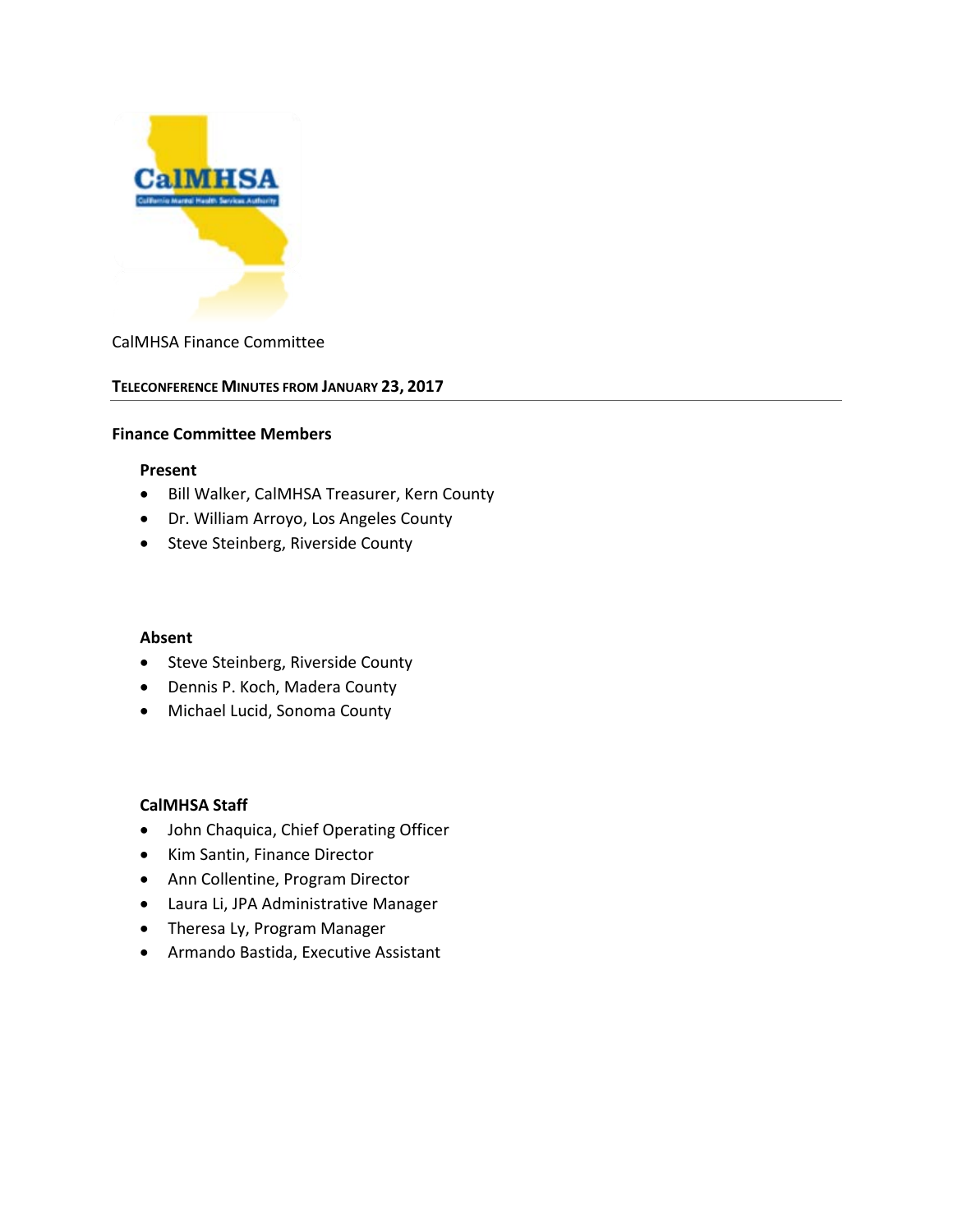CalMHSA Finance Committee

**TELECONFERENCE MINUTES FROM JANUARY 23, 2017**

---

## Finance Committee Members

### Present

- Bill Walker, CalMHSA Treasurer, Kern County
- Dr. William Arroyo, Los Angeles County
- Steve Steinberg, Riverside County

### Absent

- Steve Steinberg, Riverside County
- Dennis P. Koch, Madera County
- Michael Lucid, Sonoma County

### CalMHSA Staff

- John Chaquica, Chief Operating Officer
- Kim Santin, Finance Director
- Ann Collentine, Program Director
- Laura Li, JPA Administrative Manager
- Theresa Ly, Program Manager
- Armando Bastida, Executive Assistant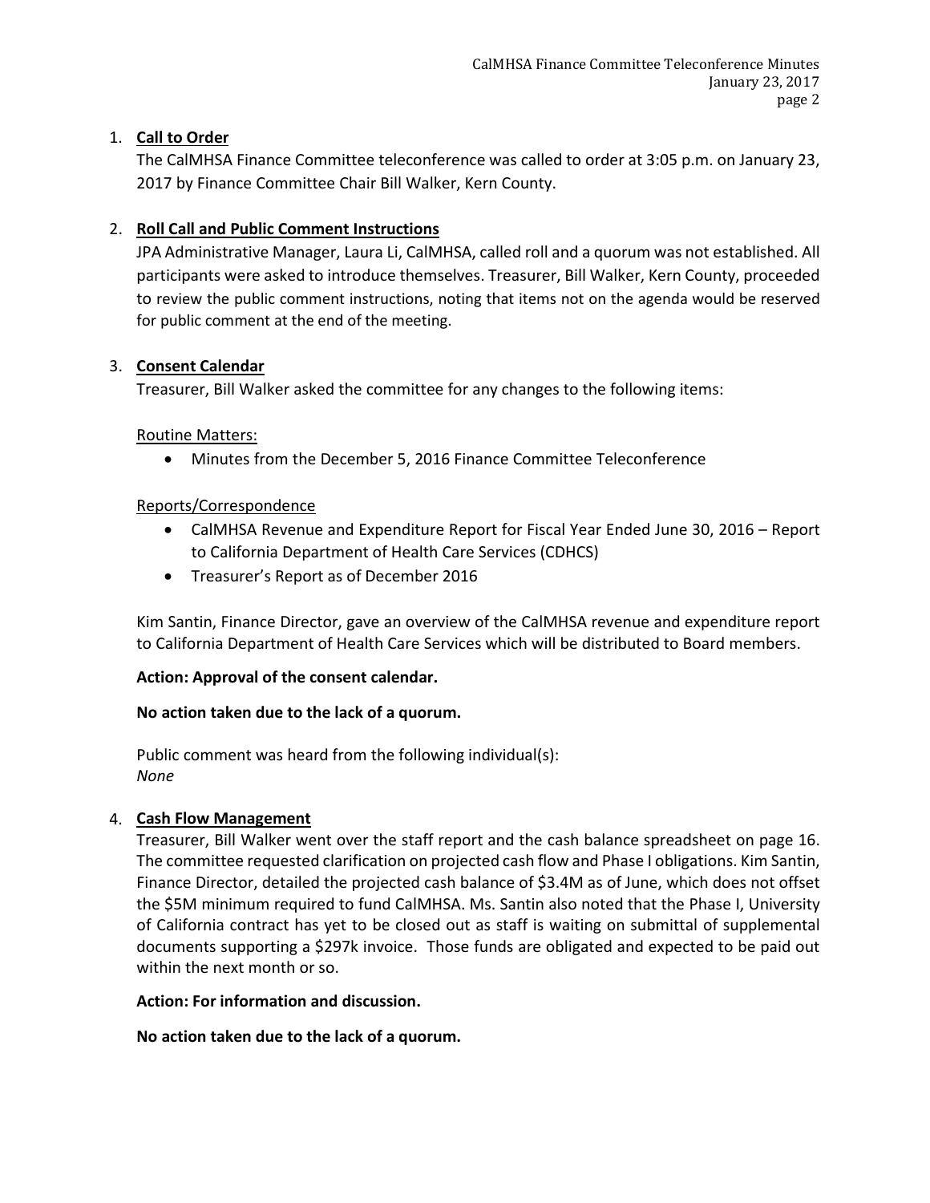1. **Call to Order**

   The CalMHSA Finance Committee teleconference was called to order at 3:05 p.m. on January 23, 2017 by Finance Committee Chair Bill Walker, Kern County.

2. **Roll Call and Public Comment Instructions**

   JPA Administrative Manager, Laura Li, CalMHSA, called roll and a quorum was not established. All participants were asked to introduce themselves. Treasurer, Bill Walker, Kern County, proceeded to review the public comment instructions, noting that items not on the agenda would be reserved for public comment at the end of the meeting.

3. **Consent Calendar**

   Treasurer, Bill Walker asked the committee for any changes to the following items:

   Routine Matters:

   - Minutes from the December 5, 2016 Finance Committee Teleconference

   Reports/Correspondence

   - CalMHSA Revenue and Expenditure Report for Fiscal Year Ended June 30, 2016 – Report to California Department of Health Care Services (CDHCS)
   - Treasurer's Report as of December 2016

   Kim Santin, Finance Director, gave an overview of the CalMHSA revenue and expenditure report to California Department of Health Care Services which will be distributed to Board members.

   **Action: Approval of the consent calendar.**

   **No action taken due to the lack of a quorum.**

   Public comment was heard from the following individual(s):
   *None*

4. **Cash Flow Management**

   Treasurer, Bill Walker went over the staff report and the cash balance spreadsheet on page 16. The committee requested clarification on projected cash flow and Phase I obligations. Kim Santin, Finance Director, detailed the projected cash balance of $3.4M as of June, which does not offset the $5M minimum required to fund CalMHSA. Ms. Santin also noted that the Phase I, University of California contract has yet to be closed out as staff is waiting on submittal of supplemental documents supporting a $297k invoice. Those funds are obligated and expected to be paid out within the next month or so.

   **Action: For information and discussion.**

   **No action taken due to the lack of a quorum.**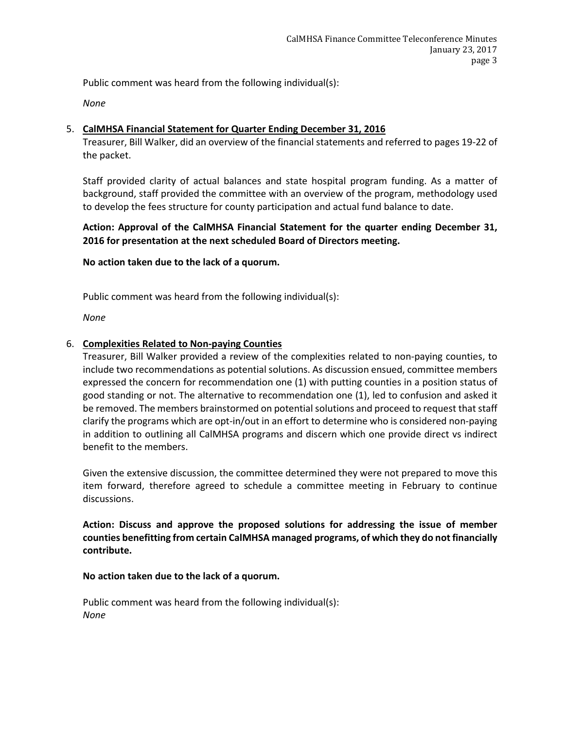Public comment was heard from the following individual(s):

*None*

5. **<u>CalMHSA Financial Statement for Quarter Ending December 31, 2016</u>**

   Treasurer, Bill Walker, did an overview of the financial statements and referred to pages 19-22 of the packet.

   Staff provided clarity of actual balances and state hospital program funding. As a matter of background, staff provided the committee with an overview of the program, methodology used to develop the fees structure for county participation and actual fund balance to date.

   **Action: Approval of the CalMHSA Financial Statement for the quarter ending December 31, 2016 for presentation at the next scheduled Board of Directors meeting.**

   **No action taken due to the lack of a quorum.**

   Public comment was heard from the following individual(s):

   *None*

6. **<u>Complexities Related to Non-paying Counties</u>**

   Treasurer, Bill Walker provided a review of the complexities related to non-paying counties, to include two recommendations as potential solutions. As discussion ensued, committee members expressed the concern for recommendation one (1) with putting counties in a position status of good standing or not. The alternative to recommendation one (1), led to confusion and asked it be removed. The members brainstormed on potential solutions and proceed to request that staff clarify the programs which are opt-in/out in an effort to determine who is considered non-paying in addition to outlining all CalMHSA programs and discern which one provide direct vs indirect benefit to the members.

   Given the extensive discussion, the committee determined they were not prepared to move this item forward, therefore agreed to schedule a committee meeting in February to continue discussions.

   **Action: Discuss and approve the proposed solutions for addressing the issue of member counties benefitting from certain CalMHSA managed programs, of which they do not financially contribute.**

   **No action taken due to the lack of a quorum.**

   Public comment was heard from the following individual(s):
   *None*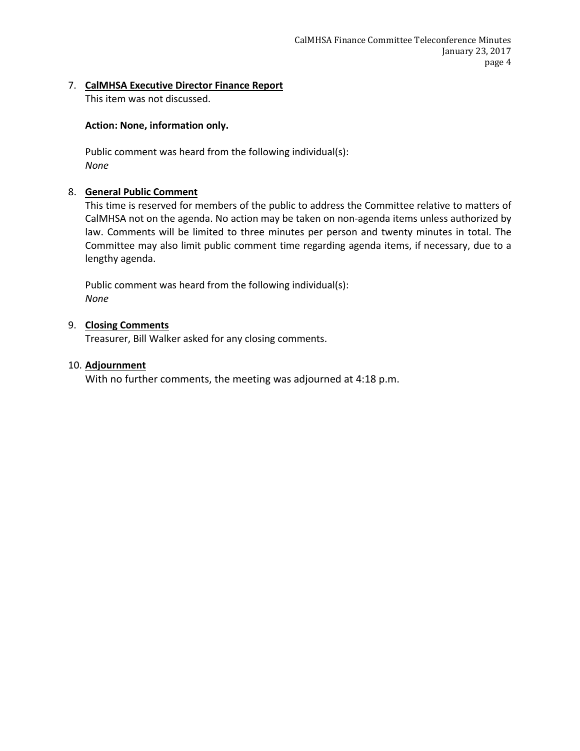7. **CalMHSA Executive Director Finance Report**

   This item was not discussed.

   **Action: None, information only.**

   Public comment was heard from the following individual(s):
   *None*

8. **General Public Comment**

   This time is reserved for members of the public to address the Committee relative to matters of CalMHSA not on the agenda. No action may be taken on non-agenda items unless authorized by law. Comments will be limited to three minutes per person and twenty minutes in total. The Committee may also limit public comment time regarding agenda items, if necessary, due to a lengthy agenda.

   Public comment was heard from the following individual(s):
   *None*

9. **Closing Comments**

   Treasurer, Bill Walker asked for any closing comments.

10. **Adjournment**

    With no further comments, the meeting was adjourned at 4:18 p.m.